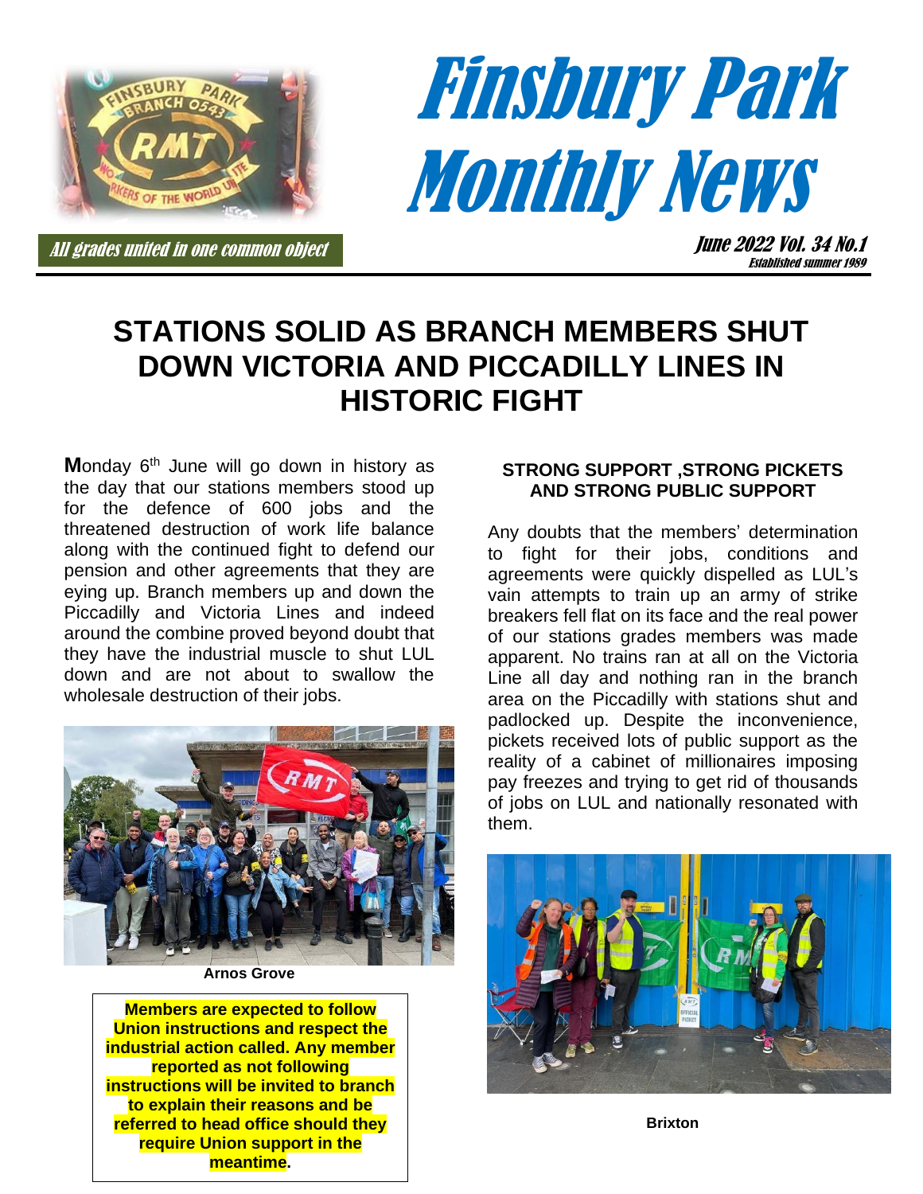# Finsbury Park Monthly News

*All grades united in one common object*

*June 2022 Vol. 34 No.1*
*Established summer 1989*

## STATIONS SOLID AS BRANCH MEMBERS SHUT DOWN VICTORIA AND PICCADILLY LINES IN HISTORIC FIGHT

**M**onday 6th June will go down in history as the day that our stations members stood up for the defence of 600 jobs and the threatened destruction of work life balance along with the continued fight to defend our pension and other agreements that they are eying up. Branch members up and down the Piccadilly and Victoria Lines and indeed around the combine proved beyond doubt that they have the industrial muscle to shut LUL down and are not about to swallow the wholesale destruction of their jobs.

**Arnos Grove**

**Members are expected to follow Union instructions and respect the industrial action called. Any member reported as not following instructions will be invited to branch to explain their reasons and be referred to head office should they require Union support in the meantime.**

### STRONG SUPPORT ,STRONG PICKETS AND STRONG PUBLIC SUPPORT

Any doubts that the members' determination to fight for their jobs, conditions and agreements were quickly dispelled as LUL's vain attempts to train up an army of strike breakers fell flat on its face and the real power of our stations grades members was made apparent. No trains ran at all on the Victoria Line all day and nothing ran in the branch area on the Piccadilly with stations shut and padlocked up. Despite the inconvenience, pickets received lots of public support as the reality of a cabinet of millionaires imposing pay freezes and trying to get rid of thousands of jobs on LUL and nationally resonated with them.

**Brixton**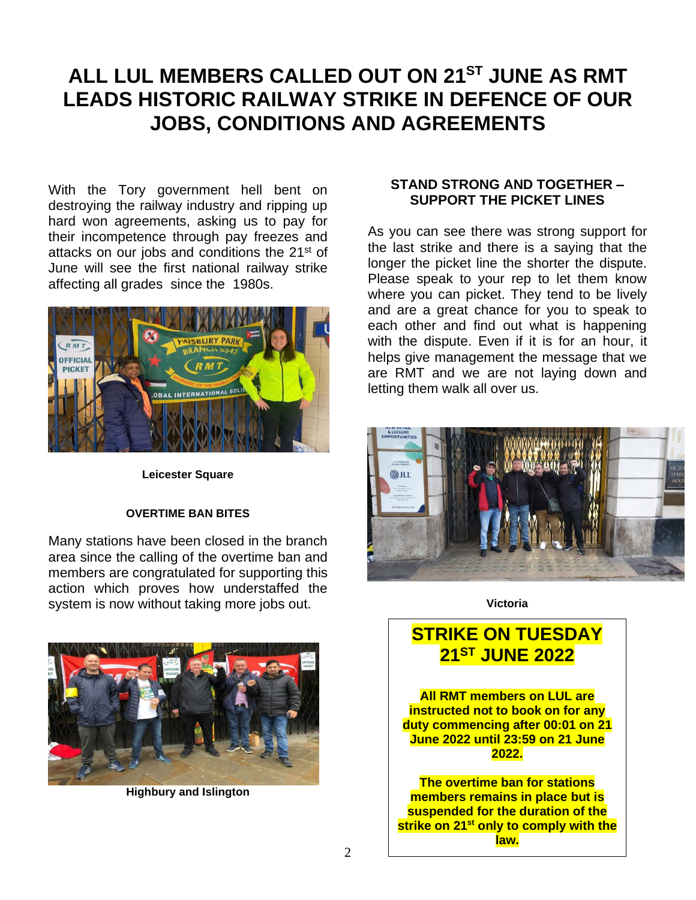# ALL LUL MEMBERS CALLED OUT ON 21ST JUNE AS RMT LEADS HISTORIC RAILWAY STRIKE IN DEFENCE OF OUR JOBS, CONDITIONS AND AGREEMENTS

With the Tory government hell bent on destroying the railway industry and ripping up hard won agreements, asking us to pay for their incompetence through pay freezes and attacks on our jobs and conditions the 21st of June will see the first national railway strike affecting all grades since the 1980s.

**Leicester Square**

### OVERTIME BAN BITES

Many stations have been closed in the branch area since the calling of the overtime ban and members are congratulated for supporting this action which proves how understaffed the system is now without taking more jobs out.

**Highbury and Islington**

### STAND STRONG AND TOGETHER – SUPPORT THE PICKET LINES

As you can see there was strong support for the last strike and there is a saying that the longer the picket line the shorter the dispute. Please speak to your rep to let them know where you can picket. They tend to be lively and are a great chance for you to speak to each other and find out what is happening with the dispute. Even if it is for an hour, it helps give management the message that we are RMT and we are not laying down and letting them walk all over us.

**Victoria**

## STRIKE ON TUESDAY 21ST JUNE 2022

**All RMT members on LUL are instructed not to book on for any duty commencing after 00:01 on 21 June 2022 until 23:59 on 21 June 2022.**

**The overtime ban for stations members remains in place but is suspended for the duration of the strike on 21st only to comply with the law.**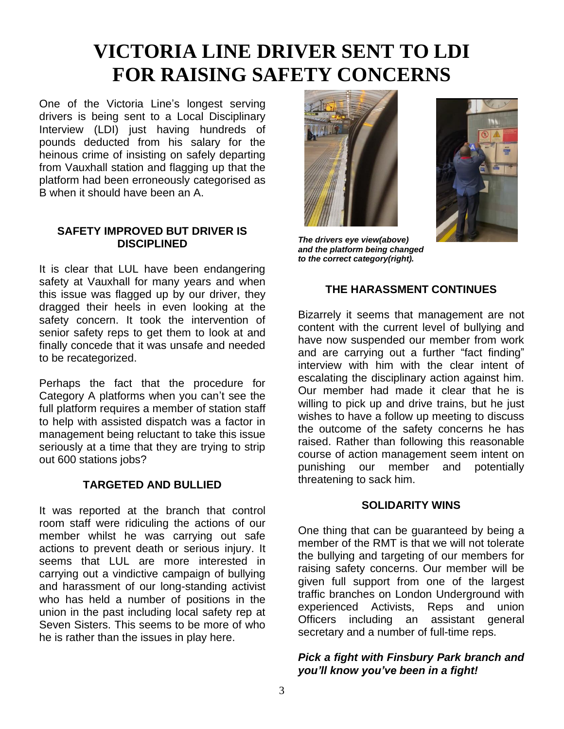# VICTORIA LINE DRIVER SENT TO LDI FOR RAISING SAFETY CONCERNS

One of the Victoria Line's longest serving drivers is being sent to a Local Disciplinary Interview (LDI) just having hundreds of pounds deducted from his salary for the heinous crime of insisting on safely departing from Vauxhall station and flagging up that the platform had been erroneously categorised as B when it should have been an A.

### SAFETY IMPROVED BUT DRIVER IS DISCIPLINED

It is clear that LUL have been endangering safety at Vauxhall for many years and when this issue was flagged up by our driver, they dragged their heels in even looking at the safety concern. It took the intervention of senior safety reps to get them to look at and finally concede that it was unsafe and needed to be recategorized.

Perhaps the fact that the procedure for Category A platforms when you can't see the full platform requires a member of station staff to help with assisted dispatch was a factor in management being reluctant to take this issue seriously at a time that they are trying to strip out 600 stations jobs?

### TARGETED AND BULLIED

It was reported at the branch that control room staff were ridiculing the actions of our member whilst he was carrying out safe actions to prevent death or serious injury. It seems that LUL are more interested in carrying out a vindictive campaign of bullying and harassment of our long-standing activist who has held a number of positions in the union in the past including local safety rep at Seven Sisters. This seems to be more of who he is rather than the issues in play here.

***The drivers eye view(above) and the platform being changed to the correct category(right).***

### THE HARASSMENT CONTINUES

Bizarrely it seems that management are not content with the current level of bullying and have now suspended our member from work and are carrying out a further "fact finding" interview with him with the clear intent of escalating the disciplinary action against him. Our member had made it clear that he is willing to pick up and drive trains, but he just wishes to have a follow up meeting to discuss the outcome of the safety concerns he has raised. Rather than following this reasonable course of action management seem intent on punishing our member and potentially threatening to sack him.

### SOLIDARITY WINS

One thing that can be guaranteed by being a member of the RMT is that we will not tolerate the bullying and targeting of our members for raising safety concerns. Our member will be given full support from one of the largest traffic branches on London Underground with experienced Activists, Reps and union Officers including an assistant general secretary and a number of full-time reps.

***Pick a fight with Finsbury Park branch and you'll know you've been in a fight!***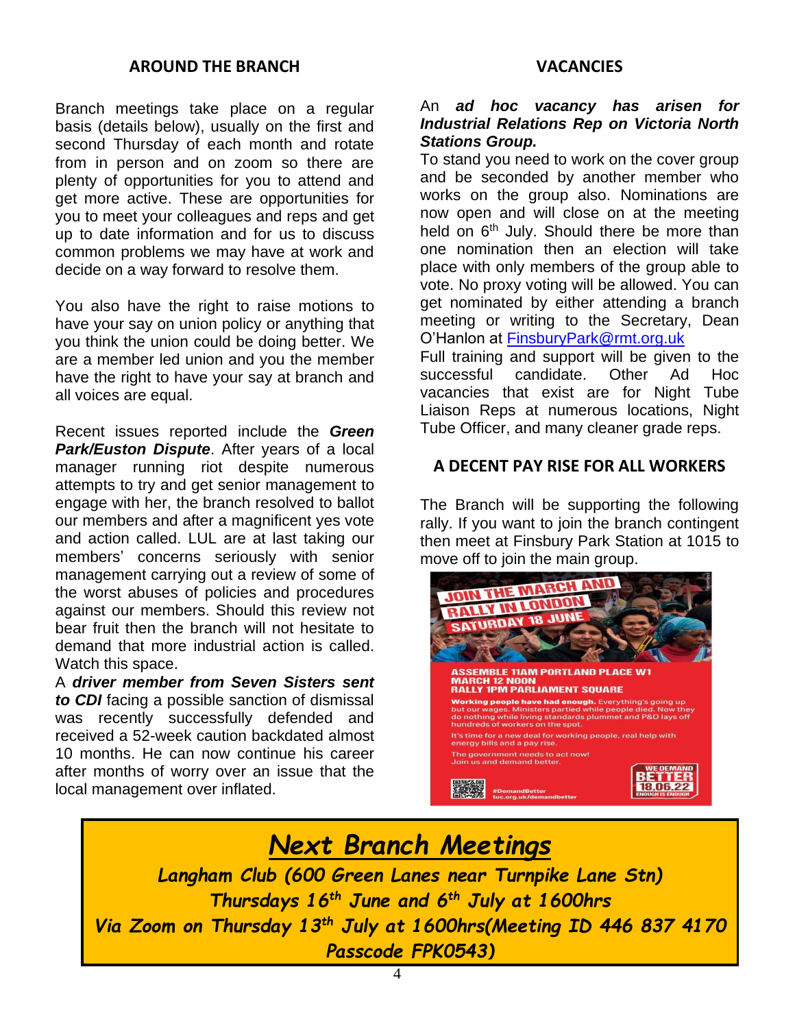## AROUND THE BRANCH

Branch meetings take place on a regular basis (details below), usually on the first and second Thursday of each month and rotate from in person and on zoom so there are plenty of opportunities for you to attend and get more active. These are opportunities for you to meet your colleagues and reps and get up to date information and for us to discuss common problems we may have at work and decide on a way forward to resolve them.

You also have the right to raise motions to have your say on union policy or anything that you think the union could be doing better. We are a member led union and you the member have the right to have your say at branch and all voices are equal.

Recent issues reported include the ***Green Park/Euston Dispute***. After years of a local manager running riot despite numerous attempts to try and get senior management to engage with her, the branch resolved to ballot our members and after a magnificent yes vote and action called. LUL are at last taking our members' concerns seriously with senior management carrying out a review of some of the worst abuses of policies and procedures against our members. Should this review not bear fruit then the branch will not hesitate to demand that more industrial action is called. Watch this space.

A ***driver member from Seven Sisters sent to CDI*** facing a possible sanction of dismissal was recently successfully defended and received a 52-week caution backdated almost 10 months. He can now continue his career after months of worry over an issue that the local management over inflated.

## VACANCIES

An ***ad hoc vacancy has arisen for Industrial Relations Rep on Victoria North Stations Group.***

To stand you need to work on the cover group and be seconded by another member who works on the group also. Nominations are now open and will close on at the meeting held on 6th July. Should there be more than one nomination then an election will take place with only members of the group able to vote. No proxy voting will be allowed. You can get nominated by either attending a branch meeting or writing to the Secretary, Dean O'Hanlon at FinsburyPark@rmt.org.uk

Full training and support will be given to the successful candidate. Other Ad Hoc vacancies that exist are for Night Tube Liaison Reps at numerous locations, Night Tube Officer, and many cleaner grade reps.

## A DECENT PAY RISE FOR ALL WORKERS

The Branch will be supporting the following rally. If you want to join the branch contingent then meet at Finsbury Park Station at 1015 to move off to join the main group.

JOIN THE MARCH AND RALLY IN LONDON SATURDAY 18 JUNE

ASSEMBLE 11AM PORTLAND PLACE W1
MARCH 12 NOON
RALLY 1PM PARLIAMENT SQUARE

**Working people have had enough.** Everything's going up but our wages. Ministers partied while people died. Now they do nothing while living standards plummet and P&O lays off hundreds of workers on the spot.

It's time for a new deal for working people, real help with energy bills and a pay rise.

The government needs to act now! Join us and demand better.

#DemandBetter
tuc.org.uk/demandbetter

WE DEMAND BETTER 18.06.22 ENOUGH IS ENOUGH

## *Next Branch Meetings*

***Langham Club (600 Green Lanes near Turnpike Lane Stn)***
***Thursdays 16th June and 6th July at 1600hrs***
***Via Zoom on Thursday 13th July at 1600hrs(Meeting ID 446 837 4170 Passcode FPK0543)***